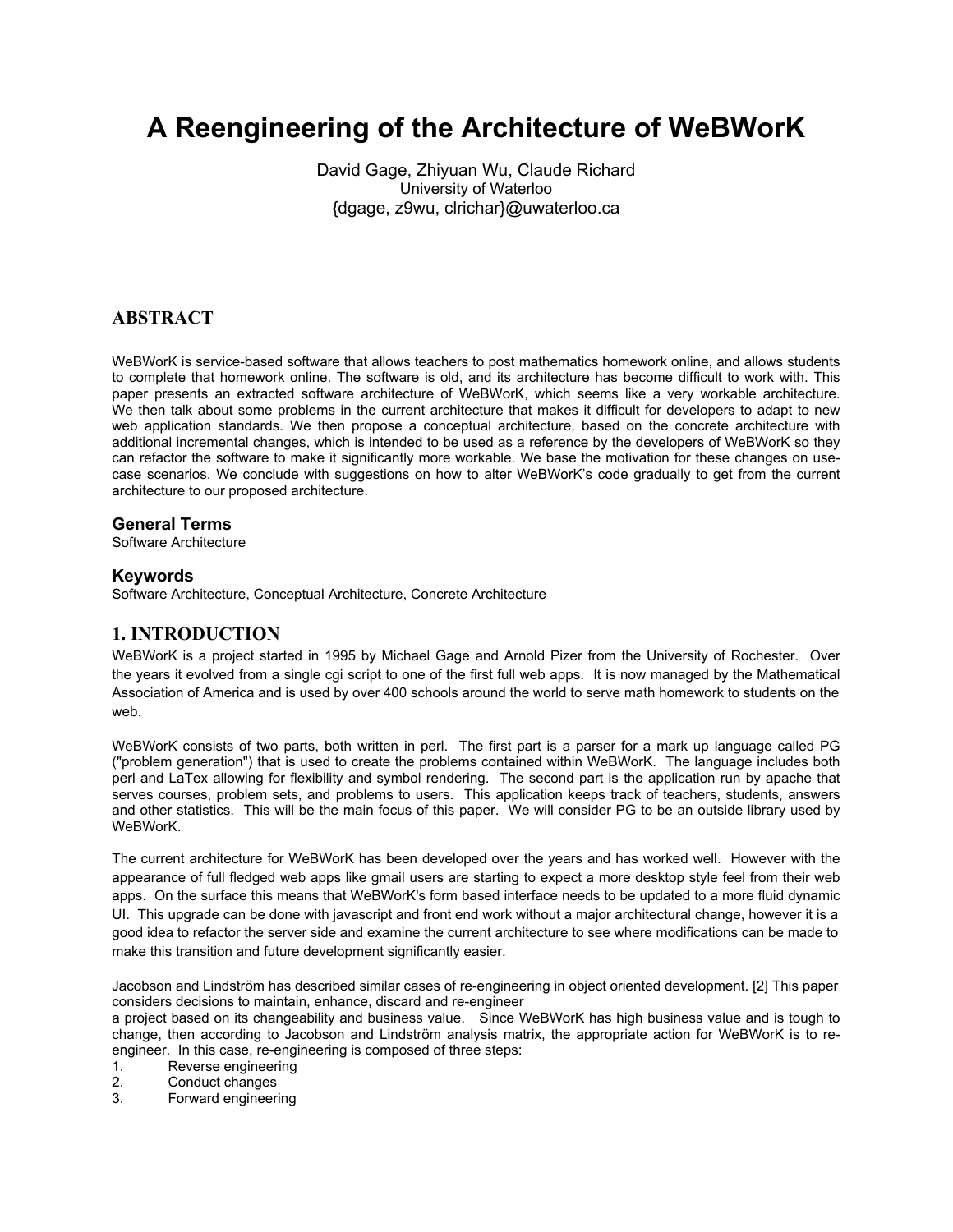# A Reengineering of the Architecture of WeBWorK

David Gage, Zhiyuan Wu, Claude Richard
University of Waterloo
{dgage, z9wu, clrichar}@uwaterloo.ca

## ABSTRACT

WeBWorK is service-based software that allows teachers to post mathematics homework online, and allows students to complete that homework online. The software is old, and its architecture has become difficult to work with. This paper presents an extracted software architecture of WeBWorK, which seems like a very workable architecture. We then talk about some problems in the current architecture that makes it difficult for developers to adapt to new web application standards. We then propose a conceptual architecture, based on the concrete architecture with additional incremental changes, which is intended to be used as a reference by the developers of WeBWorK so they can refactor the software to make it significantly more workable. We base the motivation for these changes on use-case scenarios. We conclude with suggestions on how to alter WeBWorK's code gradually to get from the current architecture to our proposed architecture.

### General Terms

Software Architecture

### Keywords

Software Architecture, Conceptual Architecture, Concrete Architecture

## 1. INTRODUCTION

WeBWorK is a project started in 1995 by Michael Gage and Arnold Pizer from the University of Rochester. Over the years it evolved from a single cgi script to one of the first full web apps. It is now managed by the Mathematical Association of America and is used by over 400 schools around the world to serve math homework to students on the web.

WeBWorK consists of two parts, both written in perl. The first part is a parser for a mark up language called PG ("problem generation") that is used to create the problems contained within WeBWorK. The language includes both perl and LaTex allowing for flexibility and symbol rendering. The second part is the application run by apache that serves courses, problem sets, and problems to users. This application keeps track of teachers, students, answers and other statistics. This will be the main focus of this paper. We will consider PG to be an outside library used by WeBWorK.

The current architecture for WeBWorK has been developed over the years and has worked well. However with the appearance of full fledged web apps like gmail users are starting to expect a more desktop style feel from their web apps. On the surface this means that WeBWorK's form based interface needs to be updated to a more fluid dynamic UI. This upgrade can be done with javascript and front end work without a major architectural change, however it is a good idea to refactor the server side and examine the current architecture to see where modifications can be made to make this transition and future development significantly easier.

Jacobson and Lindström has described similar cases of re-engineering in object oriented development. [2] This paper considers decisions to maintain, enhance, discard and re-engineer a project based on its changeability and business value. Since WeBWorK has high business value and is tough to change, then according to Jacobson and Lindström analysis matrix, the appropriate action for WeBWorK is to re-engineer. In this case, re-engineering is composed of three steps:

1. Reverse engineering
2. Conduct changes
3. Forward engineering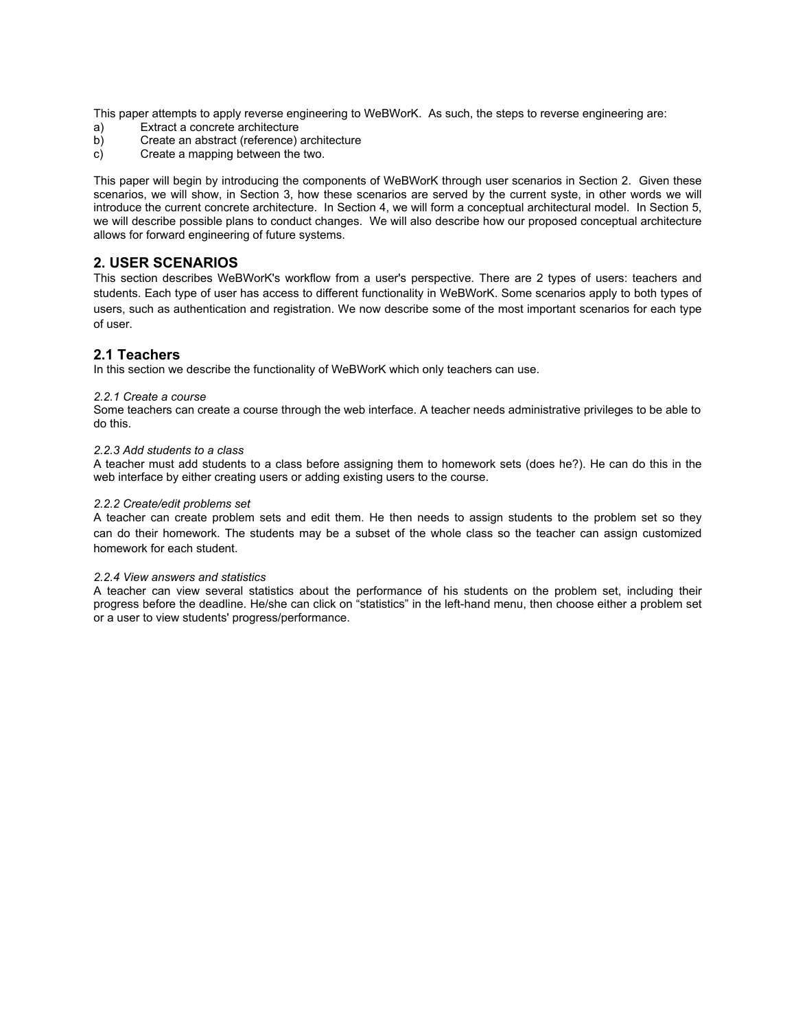This paper attempts to apply reverse engineering to WeBWorK. As such, the steps to reverse engineering are:

a) Extract a concrete architecture
b) Create an abstract (reference) architecture
c) Create a mapping between the two.

This paper will begin by introducing the components of WeBWorK through user scenarios in Section 2. Given these scenarios, we will show, in Section 3, how these scenarios are served by the current syste, in other words we will introduce the current concrete architecture. In Section 4, we will form a conceptual architectural model. In Section 5, we will describe possible plans to conduct changes. We will also describe how our proposed conceptual architecture allows for forward engineering of future systems.

## 2. USER SCENARIOS

This section describes WeBWorK's workflow from a user's perspective. There are 2 types of users: teachers and students. Each type of user has access to different functionality in WeBWorK. Some scenarios apply to both types of users, such as authentication and registration. We now describe some of the most important scenarios for each type of user.

### 2.1 Teachers

In this section we describe the functionality of WeBWorK which only teachers can use.

#### *2.2.1 Create a course*

Some teachers can create a course through the web interface. A teacher needs administrative privileges to be able to do this.

#### *2.2.3 Add students to a class*

A teacher must add students to a class before assigning them to homework sets (does he?). He can do this in the web interface by either creating users or adding existing users to the course.

#### *2.2.2 Create/edit problems set*

A teacher can create problem sets and edit them. He then needs to assign students to the problem set so they can do their homework. The students may be a subset of the whole class so the teacher can assign customized homework for each student.

#### *2.2.4 View answers and statistics*

A teacher can view several statistics about the performance of his students on the problem set, including their progress before the deadline. He/she can click on “statistics” in the left-hand menu, then choose either a problem set or a user to view students' progress/performance.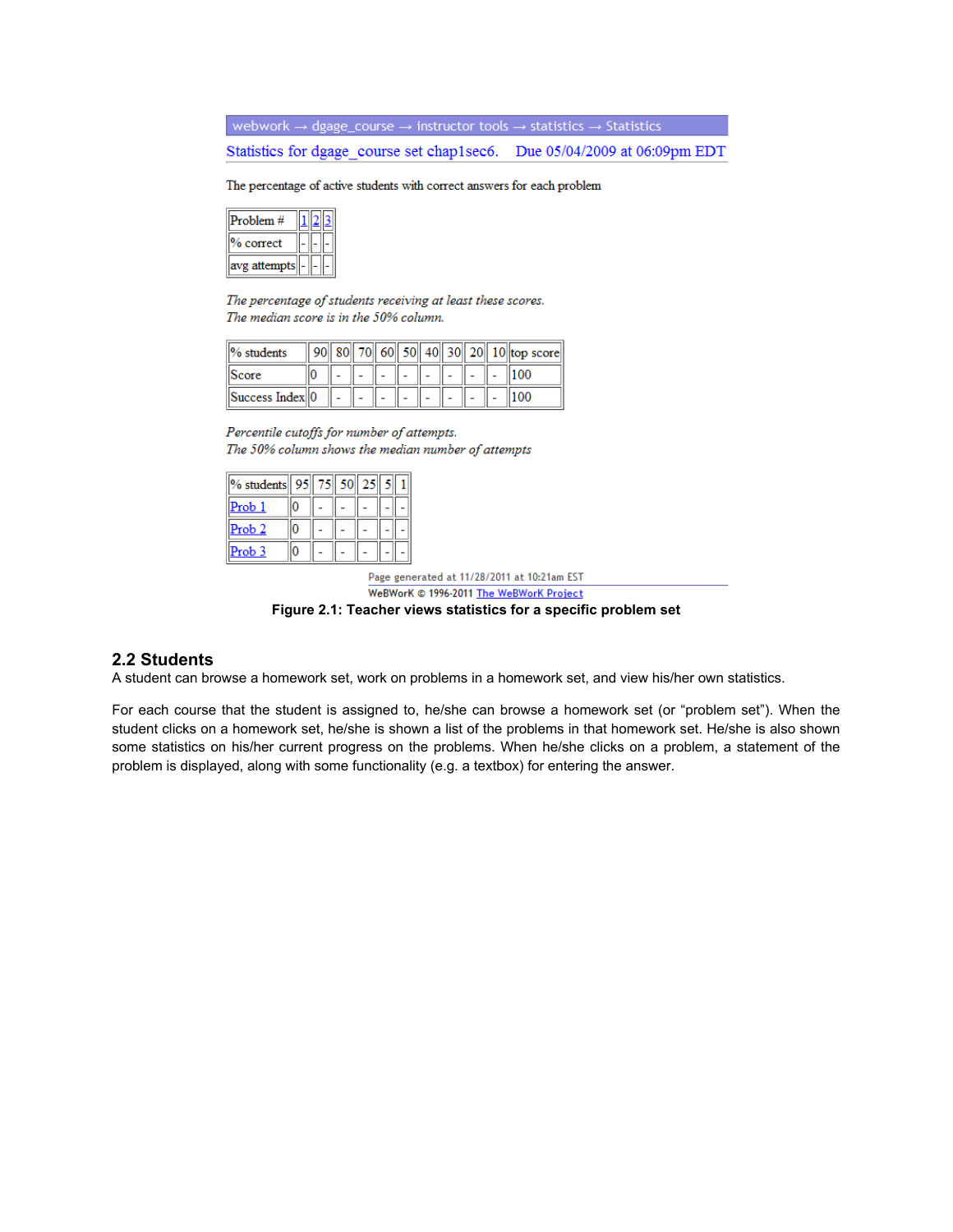webwork → dgage_course → instructor tools → statistics → Statistics

Statistics for dgage_course set chap1sec6. Due 05/04/2009 at 06:09pm EDT

The percentage of active students with correct answers for each problem

| Problem # | 1 | 2 | 3 |
|---|---|---|---|
| % correct | - | - | - |
| avg attempts | - | - | - |

*The percentage of students receiving at least these scores.*
*The median score is in the 50% column.*

| % students | 90 | 80 | 70 | 60 | 50 | 40 | 30 | 20 | 10 | top score |
|---|---|---|---|---|---|---|---|---|---|---|
| Score | 0 | - | - | - | - | - | - | - | - | 100 |
| Success Index | 0 | - | - | - | - | - | - | - | - | 100 |

*Percentile cutoffs for number of attempts.*
*The 50% column shows the median number of attempts*

| % students | 95 | 75 | 50 | 25 | 5 | 1 |
|---|---|---|---|---|---|---|
| Prob 1 | 0 | - | - | - | - | - |
| Prob 2 | 0 | - | - | - | - | - |
| Prob 3 | 0 | - | - | - | - | - |

Page generated at 11/28/2011 at 10:21am EST

WeBWorK © 1996-2011 The WeBWorK Project

**Figure 2.1: Teacher views statistics for a specific problem set**

## 2.2 Students

A student can browse a homework set, work on problems in a homework set, and view his/her own statistics.

For each course that the student is assigned to, he/she can browse a homework set (or "problem set"). When the student clicks on a homework set, he/she is shown a list of the problems in that homework set. He/she is also shown some statistics on his/her current progress on the problems. When he/she clicks on a problem, a statement of the problem is displayed, along with some functionality (e.g. a textbox) for entering the answer.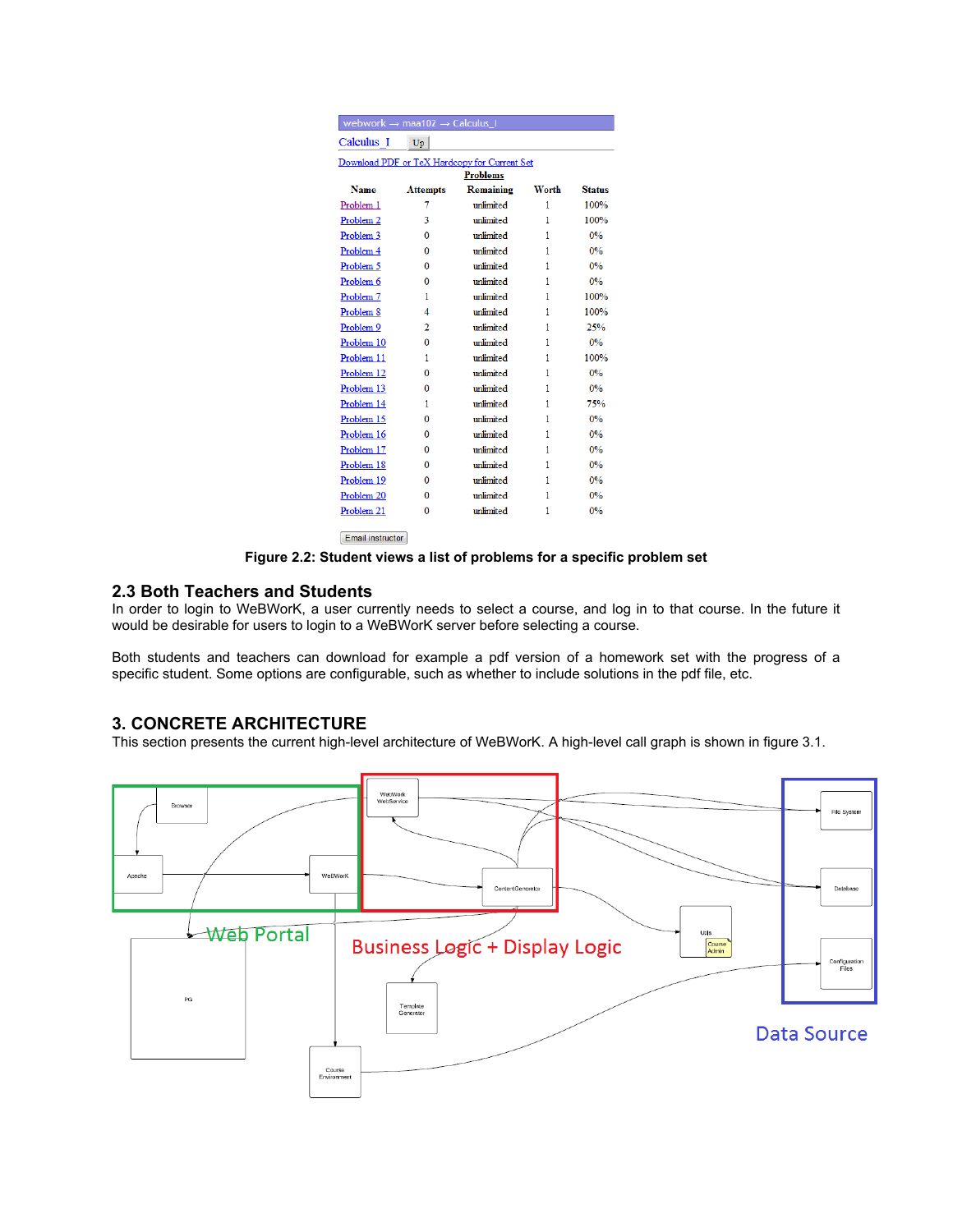webwork → maa102 → Calculus_I

Calculus_I

Download PDF or TeX Hardcopy for Current Set

**Problems**

| Name | Attempts | Remaining | Worth | Status |
|---|---|---|---|---|
| Problem 1 | 7 | unlimited | 1 | 100% |
| Problem 2 | 3 | unlimited | 1 | 100% |
| Problem 3 | 0 | unlimited | 1 | 0% |
| Problem 4 | 0 | unlimited | 1 | 0% |
| Problem 5 | 0 | unlimited | 1 | 0% |
| Problem 6 | 0 | unlimited | 1 | 0% |
| Problem 7 | 1 | unlimited | 1 | 100% |
| Problem 8 | 4 | unlimited | 1 | 100% |
| Problem 9 | 2 | unlimited | 1 | 25% |
| Problem 10 | 0 | unlimited | 1 | 0% |
| Problem 11 | 1 | unlimited | 1 | 100% |
| Problem 12 | 0 | unlimited | 1 | 0% |
| Problem 13 | 0 | unlimited | 1 | 0% |
| Problem 14 | 1 | unlimited | 1 | 75% |
| Problem 15 | 0 | unlimited | 1 | 0% |
| Problem 16 | 0 | unlimited | 1 | 0% |
| Problem 17 | 0 | unlimited | 1 | 0% |
| Problem 18 | 0 | unlimited | 1 | 0% |
| Problem 19 | 0 | unlimited | 1 | 0% |
| Problem 20 | 0 | unlimited | 1 | 0% |
| Problem 21 | 0 | unlimited | 1 | 0% |

Email instructor

**Figure 2.2: Student views a list of problems for a specific problem set**

## 2.3 Both Teachers and Students

In order to login to WeBWorK, a user currently needs to select a course, and log in to that course. In the future it would be desirable for users to login to a WeBWorK server before selecting a course.

Both students and teachers can download for example a pdf version of a homework set with the progress of a specific student. Some options are configurable, such as whether to include solutions in the pdf file, etc.

# 3. CONCRETE ARCHITECTURE

This section presents the current high-level architecture of WeBWorK. A high-level call graph is shown in figure 3.1.

Web Portal: Browser, Apache, WeBWorK

Business Logic + Display Logic: WeBWork WebService, ContentGenerator

Data Source: File System, Database, Configuration Files

Other components: PG, Course Environment, Template Generator, Utils, Course Admin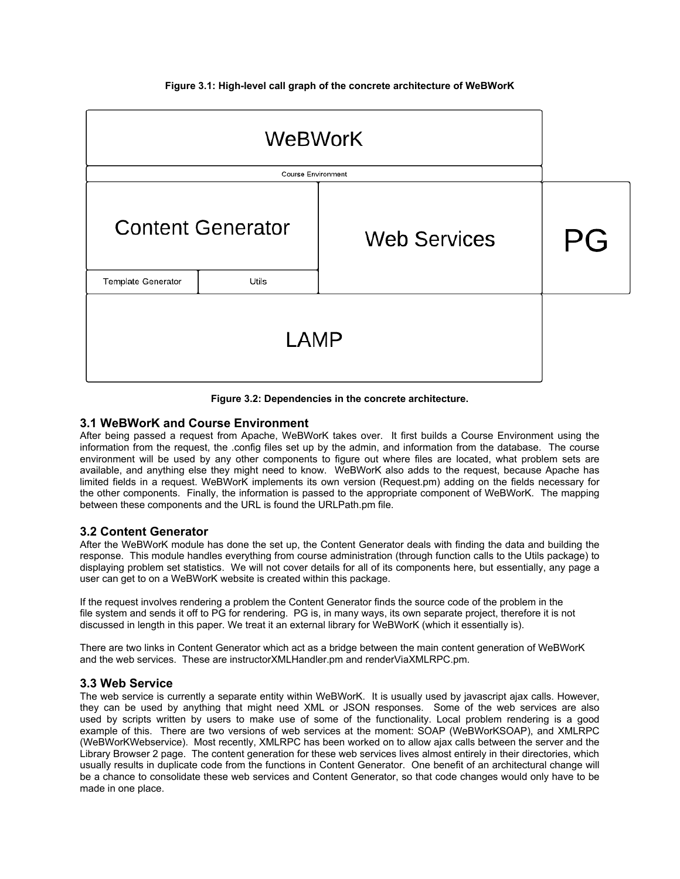**Figure 3.1: High-level call graph of the concrete architecture of WeBWorK**

| WeBWorK | | | |
|---|---|---|---|
| Course Environment | | | |
| Content Generator | | Web Services | PG |
| Template Generator | Utils | | |
| LAMP | | | |

**Figure 3.2: Dependencies in the concrete architecture.**

### 3.1 WeBWorK and Course Environment

After being passed a request from Apache, WeBWorK takes over. It first builds a Course Environment using the information from the request, the .config files set up by the admin, and information from the database. The course environment will be used by any other components to figure out where files are located, what problem sets are available, and anything else they might need to know. WeBWorK also adds to the request, because Apache has limited fields in a request. WeBWorK implements its own version (Request.pm) adding on the fields necessary for the other components. Finally, the information is passed to the appropriate component of WeBWorK. The mapping between these components and the URL is found the URLPath.pm file.

### 3.2 Content Generator

After the WeBWorK module has done the set up, the Content Generator deals with finding the data and building the response. This module handles everything from course administration (through function calls to the Utils package) to displaying problem set statistics. We will not cover details for all of its components here, but essentially, any page a user can get to on a WeBWorK website is created within this package.

If the request involves rendering a problem the Content Generator finds the source code of the problem in the file system and sends it off to PG for rendering. PG is, in many ways, its own separate project, therefore it is not discussed in length in this paper. We treat it an external library for WeBWorK (which it essentially is).

There are two links in Content Generator which act as a bridge between the main content generation of WeBWorK and the web services. These are instructorXMLHandler.pm and renderViaXMLRPC.pm.

### 3.3 Web Service

The web service is currently a separate entity within WeBWorK. It is usually used by javascript ajax calls. However, they can be used by anything that might need XML or JSON responses. Some of the web services are also used by scripts written by users to make use of some of the functionality. Local problem rendering is a good example of this. There are two versions of web services at the moment: SOAP (WeBWorKSOAP), and XMLRPC (WeBWorKWebservice). Most recently, XMLRPC has been worked on to allow ajax calls between the server and the Library Browser 2 page. The content generation for these web services lives almost entirely in their directories, which usually results in duplicate code from the functions in Content Generator. One benefit of an architectural change will be a chance to consolidate these web services and Content Generator, so that code changes would only have to be made in one place.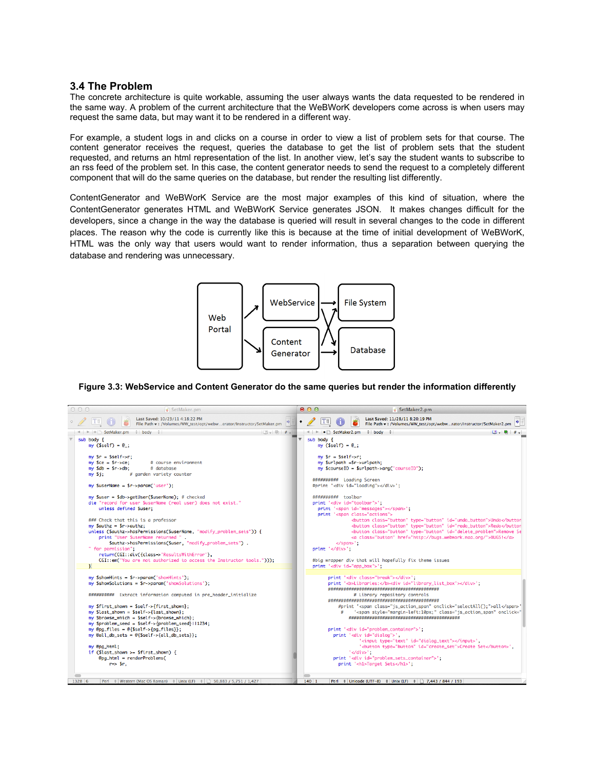## 3.4 The Problem

The concrete architecture is quite workable, assuming the user always wants the data requested to be rendered in the same way. A problem of the current architecture that the WeBWorK developers come across is when users may request the same data, but may want it to be rendered in a different way.

For example, a student logs in and clicks on a course in order to view a list of problem sets for that course. The content generator receives the request, queries the database to get the list of problem sets that the student requested, and returns an html representation of the list. In another view, let's say the student wants to subscribe to an rss feed of the problem set. In this case, the content generator needs to send the request to a completely different component that will do the same queries on the database, but render the resulting list differently.

ContentGenerator and WeBWorK Service are the most major examples of this kind of situation, where the ContentGenerator generates HTML and WeBWorK Service generates JSON. It makes changes difficult for the developers, since a change in the way the database is queried will result in several changes to the code in different places. The reason why the code is currently like this is because at the time of initial development of WeBWorK, HTML was the only way that users would want to render information, thus a separation between querying the database and rendering was unnecessary.

**Figure 3.3: WebService and Content Generator do the same queries but render the information differently**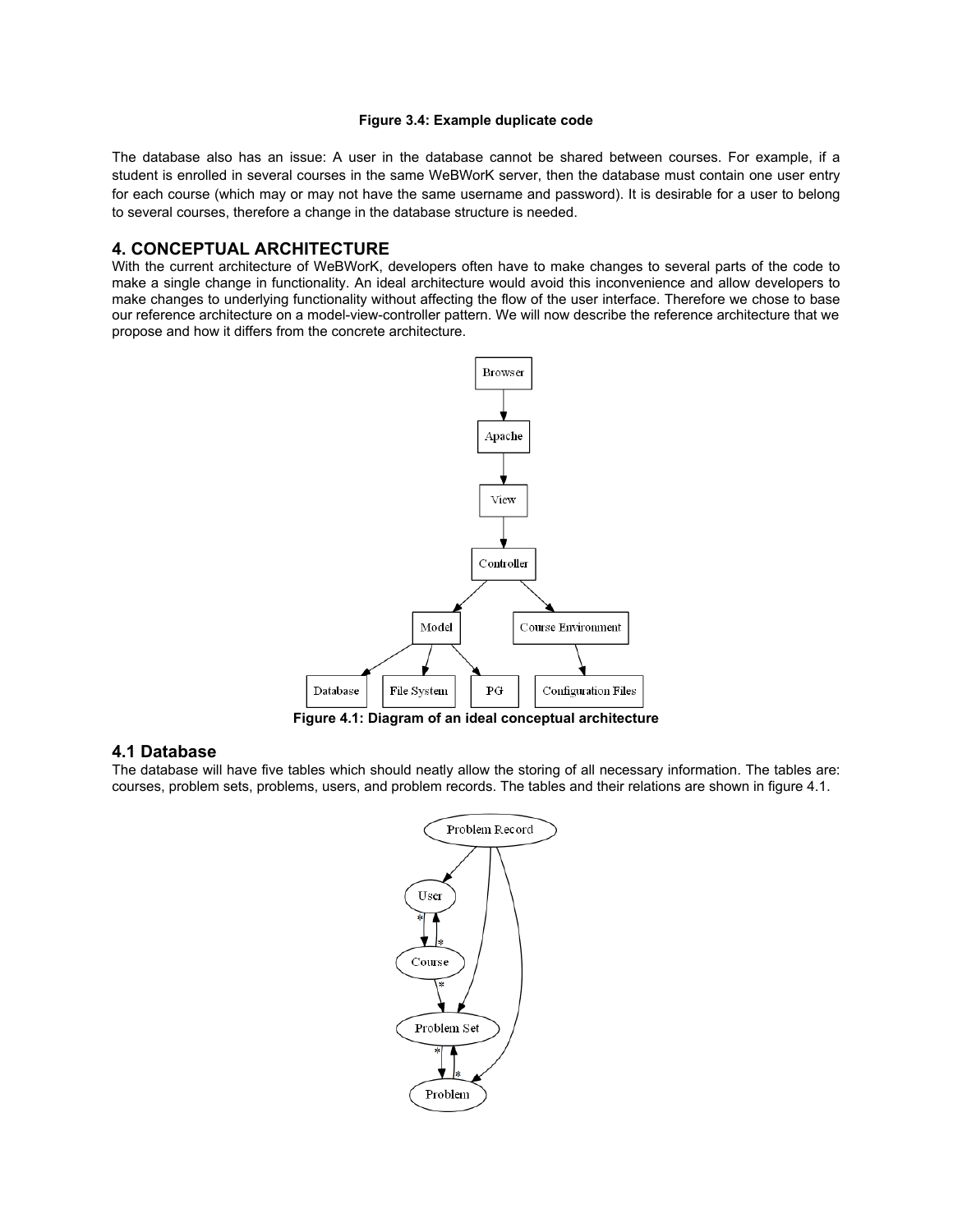**Figure 3.4: Example duplicate code**

The database also has an issue: A user in the database cannot be shared between courses. For example, if a student is enrolled in several courses in the same WeBWorK server, then the database must contain one user entry for each course (which may or may not have the same username and password). It is desirable for a user to belong to several courses, therefore a change in the database structure is needed.

## 4. CONCEPTUAL ARCHITECTURE

With the current architecture of WeBWorK, developers often have to make changes to several parts of the code to make a single change in functionality. An ideal architecture would avoid this inconvenience and allow developers to make changes to underlying functionality without affecting the flow of the user interface. Therefore we chose to base our reference architecture on a model-view-controller pattern. We will now describe the reference architecture that we propose and how it differs from the concrete architecture.

**Figure 4.1: Diagram of an ideal conceptual architecture**

### 4.1 Database

The database will have five tables which should neatly allow the storing of all necessary information. The tables are: courses, problem sets, problems, users, and problem records. The tables and their relations are shown in figure 4.1.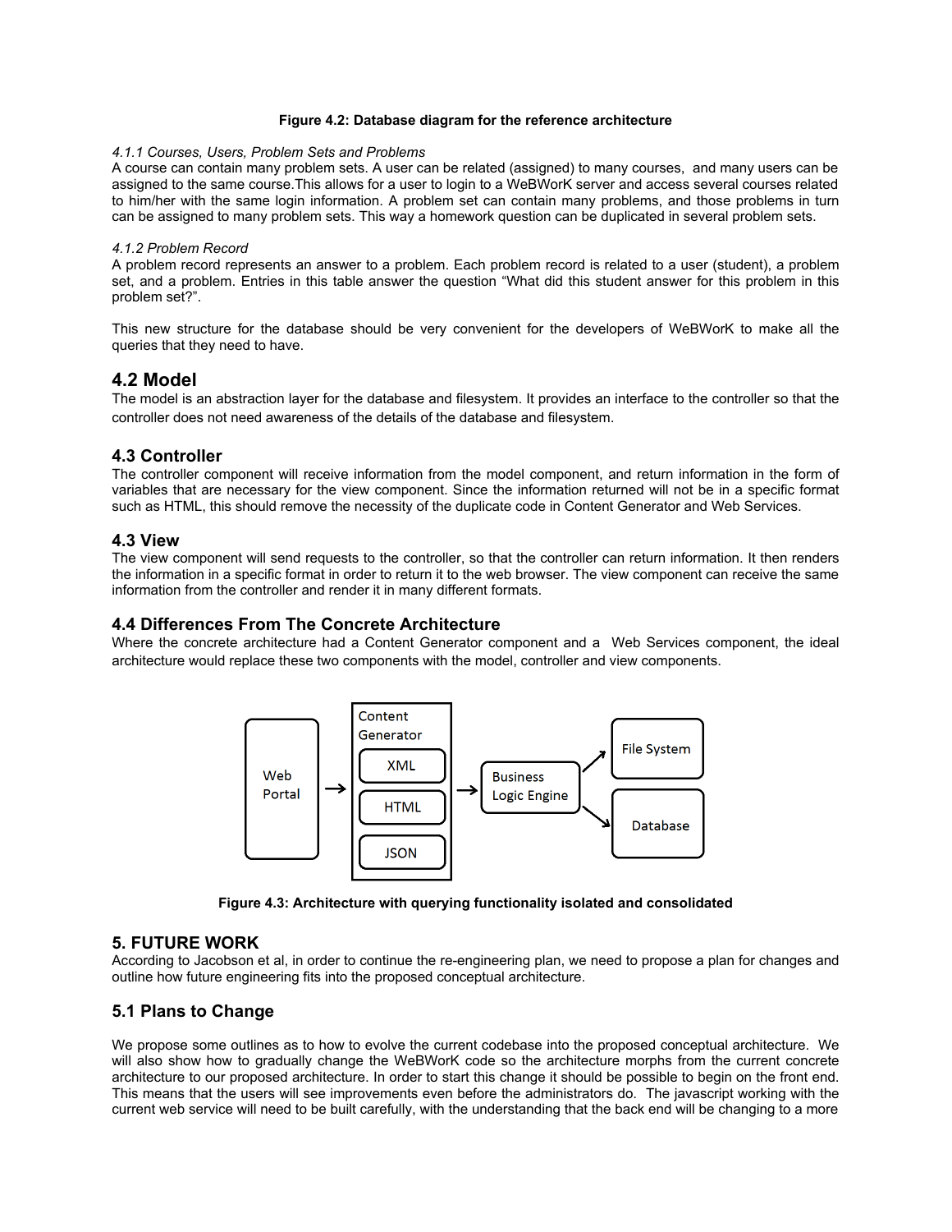**Figure 4.2: Database diagram for the reference architecture**

*4.1.1 Courses, Users, Problem Sets and Problems*

A course can contain many problem sets. A user can be related (assigned) to many courses, and many users can be assigned to the same course.This allows for a user to login to a WeBWorK server and access several courses related to him/her with the same login information. A problem set can contain many problems, and those problems in turn can be assigned to many problem sets. This way a homework question can be duplicated in several problem sets.

*4.1.2 Problem Record*

A problem record represents an answer to a problem. Each problem record is related to a user (student), a problem set, and a problem. Entries in this table answer the question "What did this student answer for this problem in this problem set?".

This new structure for the database should be very convenient for the developers of WeBWorK to make all the queries that they need to have.

## 4.2 Model

The model is an abstraction layer for the database and filesystem. It provides an interface to the controller so that the controller does not need awareness of the details of the database and filesystem.

## 4.3 Controller

The controller component will receive information from the model component, and return information in the form of variables that are necessary for the view component. Since the information returned will not be in a specific format such as HTML, this should remove the necessity of the duplicate code in Content Generator and Web Services.

## 4.3 View

The view component will send requests to the controller, so that the controller can return information. It then renders the information in a specific format in order to return it to the web browser. The view component can receive the same information from the controller and render it in many different formats.

## 4.4 Differences From The Concrete Architecture

Where the concrete architecture had a Content Generator component and a Web Services component, the ideal architecture would replace these two components with the model, controller and view components.

**Figure 4.3: Architecture with querying functionality isolated and consolidated**

## 5. FUTURE WORK

According to Jacobson et al, in order to continue the re-engineering plan, we need to propose a plan for changes and outline how future engineering fits into the proposed conceptual architecture.

## 5.1 Plans to Change

We propose some outlines as to how to evolve the current codebase into the proposed conceptual architecture. We will also show how to gradually change the WeBWorK code so the architecture morphs from the current concrete architecture to our proposed architecture. In order to start this change it should be possible to begin on the front end. This means that the users will see improvements even before the administrators do. The javascript working with the current web service will need to be built carefully, with the understanding that the back end will be changing to a more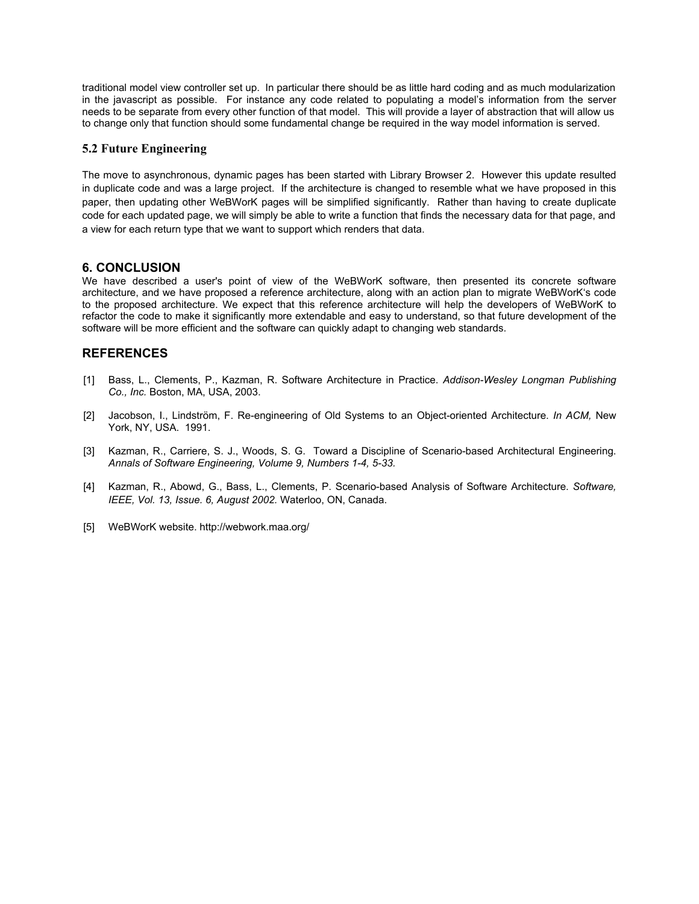traditional model view controller set up. In particular there should be as little hard coding and as much modularization in the javascript as possible. For instance any code related to populating a model's information from the server needs to be separate from every other function of that model. This will provide a layer of abstraction that will allow us to change only that function should some fundamental change be required in the way model information is served.

### 5.2 Future Engineering

The move to asynchronous, dynamic pages has been started with Library Browser 2. However this update resulted in duplicate code and was a large project. If the architecture is changed to resemble what we have proposed in this paper, then updating other WeBWorK pages will be simplified significantly. Rather than having to create duplicate code for each updated page, we will simply be able to write a function that finds the necessary data for that page, and a view for each return type that we want to support which renders that data.

## 6. CONCLUSION

We have described a user's point of view of the WeBWorK software, then presented its concrete software architecture, and we have proposed a reference architecture, along with an action plan to migrate WeBWorK's code to the proposed architecture. We expect that this reference architecture will help the developers of WeBWorK to refactor the code to make it significantly more extendable and easy to understand, so that future development of the software will be more efficient and the software can quickly adapt to changing web standards.

## REFERENCES

[1] Bass, L., Clements, P., Kazman, R. Software Architecture in Practice. *Addison-Wesley Longman Publishing Co., Inc.* Boston, MA, USA, 2003.

[2] Jacobson, I., Lindström, F. Re-engineering of Old Systems to an Object-oriented Architecture. *In ACM,* New York, NY, USA. 1991.

[3] Kazman, R., Carriere, S. J., Woods, S. G. Toward a Discipline of Scenario-based Architectural Engineering. *Annals of Software Engineering, Volume 9, Numbers 1-4, 5-33.*

[4] Kazman, R., Abowd, G., Bass, L., Clements, P. Scenario-based Analysis of Software Architecture. *Software, IEEE, Vol. 13, Issue. 6, August 2002.* Waterloo, ON, Canada.

[5] WeBWorK website. http://webwork.maa.org/